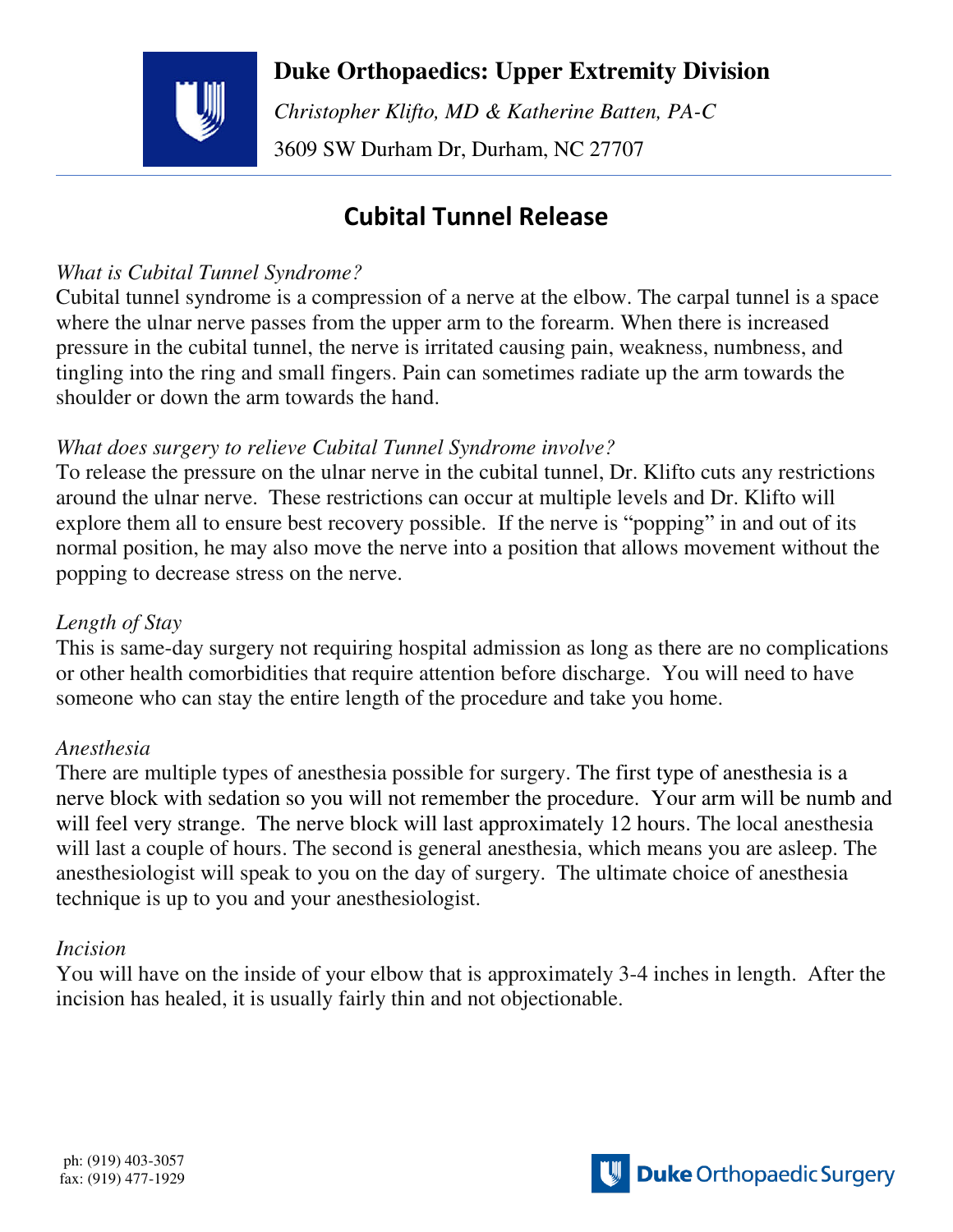**Duke Orthopaedics: Upper Extremity Division**

*Christopher Klifto, MD & Katherine Batten, PA-C*

3609 SW Durham Dr, Durham, NC 27707

# Cubital Tunnel Release

*What is Cubital Tunnel Syndrome?*

Cubital tunnel syndrome is a compression of a nerve at the elbow. The carpal tunnel is a space where the ulnar nerve passes from the upper arm to the forearm. When there is increased pressure in the cubital tunnel, the nerve is irritated causing pain, weakness, numbness, and tingling into the ring and small fingers. Pain can sometimes radiate up the arm towards the shoulder or down the arm towards the hand.

*What does surgery to relieve Cubital Tunnel Syndrome involve?*

To release the pressure on the ulnar nerve in the cubital tunnel, Dr. Klifto cuts any restrictions around the ulnar nerve. These restrictions can occur at multiple levels and Dr. Klifto will explore them all to ensure best recovery possible. If the nerve is "popping" in and out of its normal position, he may also move the nerve into a position that allows movement without the popping to decrease stress on the nerve.

*Length of Stay*

This is same-day surgery not requiring hospital admission as long as there are no complications or other health comorbidities that require attention before discharge. You will need to have someone who can stay the entire length of the procedure and take you home.

*Anesthesia*

There are multiple types of anesthesia possible for surgery. The first type of anesthesia is a nerve block with sedation so you will not remember the procedure. Your arm will be numb and will feel very strange. The nerve block will last approximately 12 hours. The local anesthesia will last a couple of hours. The second is general anesthesia, which means you are asleep. The anesthesiologist will speak to you on the day of surgery. The ultimate choice of anesthesia technique is up to you and your anesthesiologist.

*Incision*

You will have on the inside of your elbow that is approximately 3-4 inches in length. After the incision has healed, it is usually fairly thin and not objectionable.

ph: (919) 403-3057
fax: (919) 477-1929

Duke Orthopaedic Surgery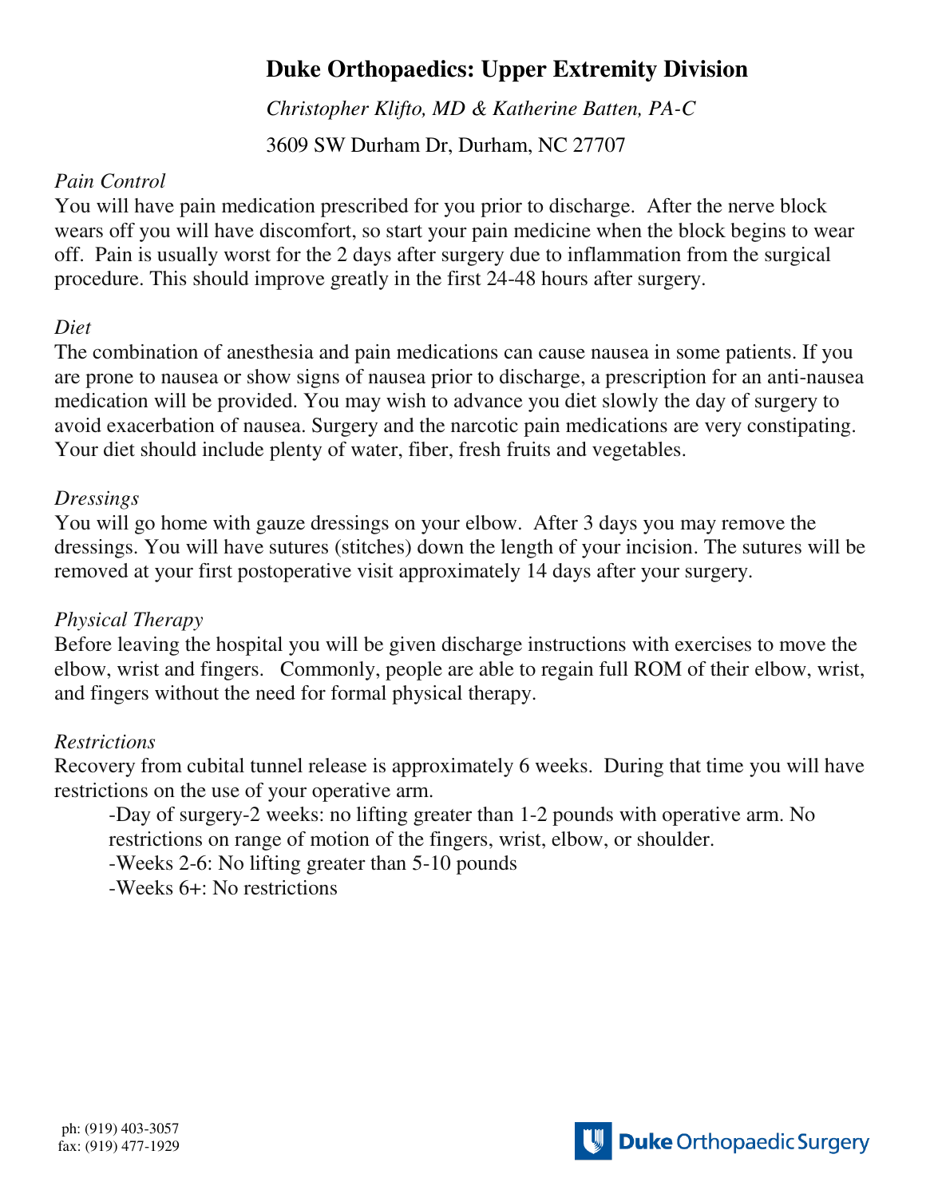# Duke Orthopaedics: Upper Extremity Division

*Christopher Klifto, MD & Katherine Batten, PA-C*

3609 SW Durham Dr, Durham, NC 27707

*Pain Control*

You will have pain medication prescribed for you prior to discharge. After the nerve block wears off you will have discomfort, so start your pain medicine when the block begins to wear off. Pain is usually worst for the 2 days after surgery due to inflammation from the surgical procedure. This should improve greatly in the first 24-48 hours after surgery.

*Diet*

The combination of anesthesia and pain medications can cause nausea in some patients. If you are prone to nausea or show signs of nausea prior to discharge, a prescription for an anti-nausea medication will be provided. You may wish to advance you diet slowly the day of surgery to avoid exacerbation of nausea. Surgery and the narcotic pain medications are very constipating. Your diet should include plenty of water, fiber, fresh fruits and vegetables.

*Dressings*

You will go home with gauze dressings on your elbow. After 3 days you may remove the dressings. You will have sutures (stitches) down the length of your incision. The sutures will be removed at your first postoperative visit approximately 14 days after your surgery.

*Physical Therapy*

Before leaving the hospital you will be given discharge instructions with exercises to move the elbow, wrist and fingers. Commonly, people are able to regain full ROM of their elbow, wrist, and fingers without the need for formal physical therapy.

*Restrictions*

Recovery from cubital tunnel release is approximately 6 weeks. During that time you will have restrictions on the use of your operative arm.

-Day of surgery-2 weeks: no lifting greater than 1-2 pounds with operative arm. No restrictions on range of motion of the fingers, wrist, elbow, or shoulder.

-Weeks 2-6: No lifting greater than 5-10 pounds

-Weeks 6+: No restrictions

ph: (919) 403-3057
fax: (919) 477-1929

Duke Orthopaedic Surgery